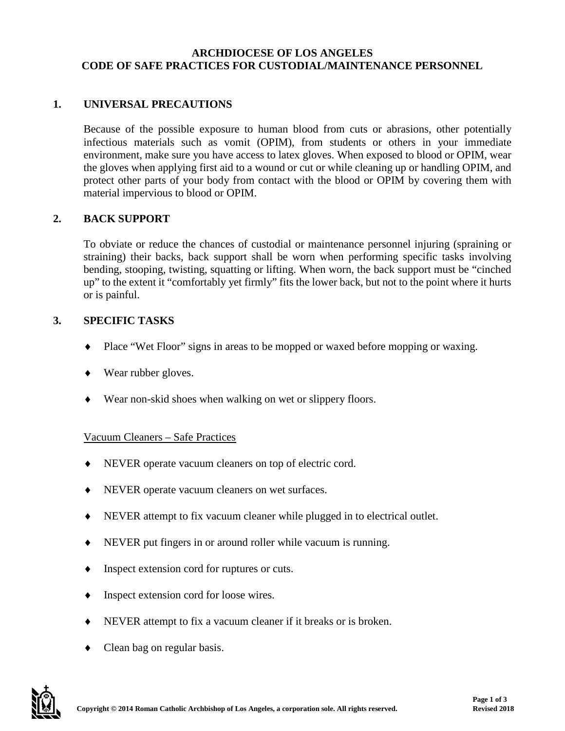# ARCHDIOCESE OF LOS ANGELES
# CODE OF SAFE PRACTICES FOR CUSTODIAL/MAINTENANCE PERSONNEL

## 1. UNIVERSAL PRECAUTIONS

Because of the possible exposure to human blood from cuts or abrasions, other potentially infectious materials such as vomit (OPIM), from students or others in your immediate environment, make sure you have access to latex gloves. When exposed to blood or OPIM, wear the gloves when applying first aid to a wound or cut or while cleaning up or handling OPIM, and protect other parts of your body from contact with the blood or OPIM by covering them with material impervious to blood or OPIM.

## 2. BACK SUPPORT

To obviate or reduce the chances of custodial or maintenance personnel injuring (spraining or straining) their backs, back support shall be worn when performing specific tasks involving bending, stooping, twisting, squatting or lifting. When worn, the back support must be "cinched up" to the extent it "comfortably yet firmly" fits the lower back, but not to the point where it hurts or is painful.

## 3. SPECIFIC TASKS

- Place "Wet Floor" signs in areas to be mopped or waxed before mopping or waxing.
- Wear rubber gloves.
- Wear non-skid shoes when walking on wet or slippery floors.

<u>Vacuum Cleaners – Safe Practices</u>

- NEVER operate vacuum cleaners on top of electric cord.
- NEVER operate vacuum cleaners on wet surfaces.
- NEVER attempt to fix vacuum cleaner while plugged in to electrical outlet.
- NEVER put fingers in or around roller while vacuum is running.
- Inspect extension cord for ruptures or cuts.
- Inspect extension cord for loose wires.
- NEVER attempt to fix a vacuum cleaner if it breaks or is broken.
- Clean bag on regular basis.

**Copyright © 2014 Roman Catholic Archbishop of Los Angeles, a corporation sole. All rights reserved.**

**Revised 2018**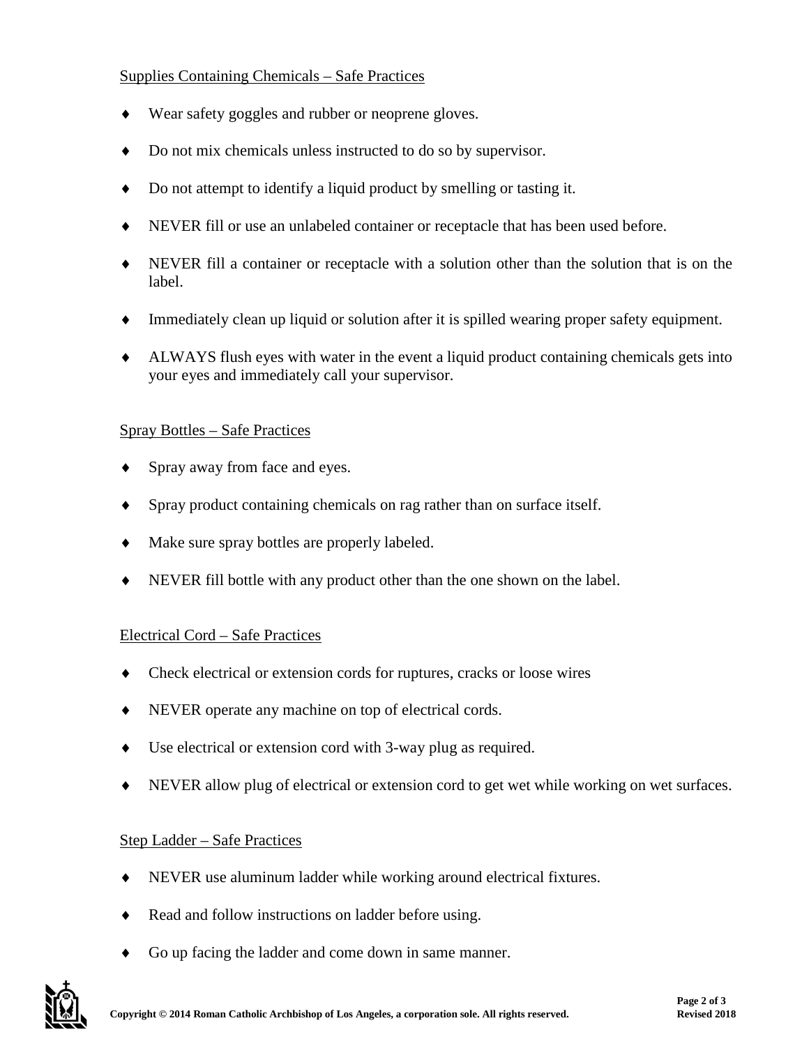Supplies Containing Chemicals – Safe Practices

- Wear safety goggles and rubber or neoprene gloves.
- Do not mix chemicals unless instructed to do so by supervisor.
- Do not attempt to identify a liquid product by smelling or tasting it.
- NEVER fill or use an unlabeled container or receptacle that has been used before.
- NEVER fill a container or receptacle with a solution other than the solution that is on the label.
- Immediately clean up liquid or solution after it is spilled wearing proper safety equipment.
- ALWAYS flush eyes with water in the event a liquid product containing chemicals gets into your eyes and immediately call your supervisor.

Spray Bottles – Safe Practices

- Spray away from face and eyes.
- Spray product containing chemicals on rag rather than on surface itself.
- Make sure spray bottles are properly labeled.
- NEVER fill bottle with any product other than the one shown on the label.

Electrical Cord – Safe Practices

- Check electrical or extension cords for ruptures, cracks or loose wires
- NEVER operate any machine on top of electrical cords.
- Use electrical or extension cord with 3-way plug as required.
- NEVER allow plug of electrical or extension cord to get wet while working on wet surfaces.

Step Ladder – Safe Practices

- NEVER use aluminum ladder while working around electrical fixtures.
- Read and follow instructions on ladder before using.
- Go up facing the ladder and come down in same manner.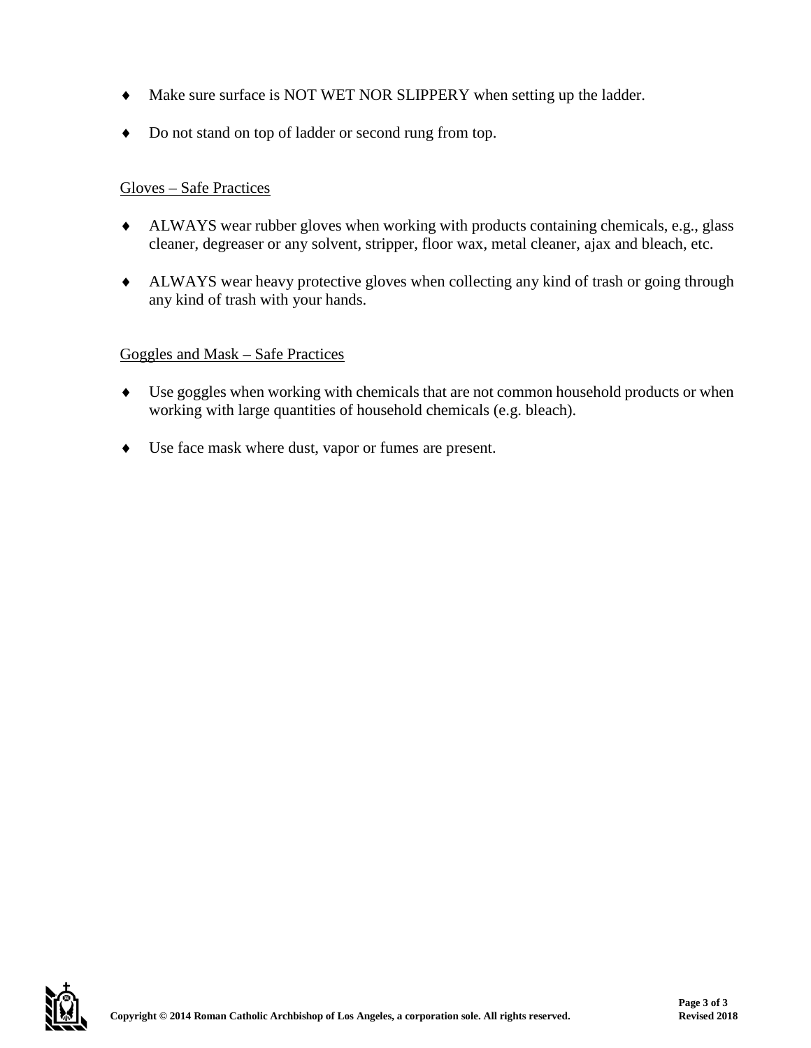- Make sure surface is NOT WET NOR SLIPPERY when setting up the ladder.

- Do not stand on top of ladder or second rung from top.

<u>Gloves – Safe Practices</u>

- ALWAYS wear rubber gloves when working with products containing chemicals, e.g., glass cleaner, degreaser or any solvent, stripper, floor wax, metal cleaner, ajax and bleach, etc.

- ALWAYS wear heavy protective gloves when collecting any kind of trash or going through any kind of trash with your hands.

<u>Goggles and Mask – Safe Practices</u>

- Use goggles when working with chemicals that are not common household products or when working with large quantities of household chemicals (e.g. bleach).

- Use face mask where dust, vapor or fumes are present.

**Copyright © 2014 Roman Catholic Archbishop of Los Angeles, a corporation sole. All rights reserved.**

**Revised 2018**